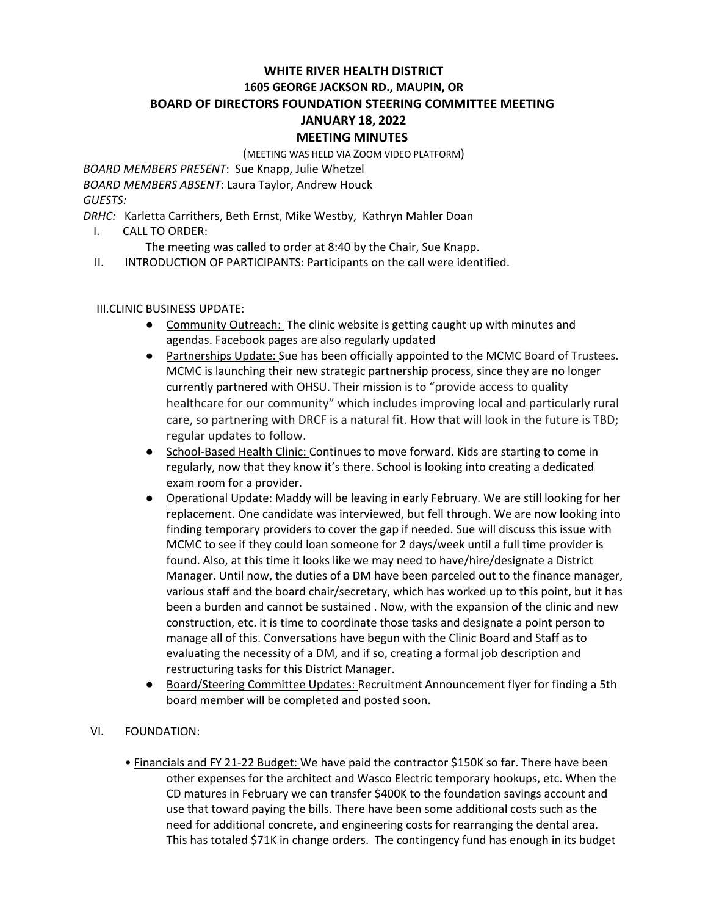# WHITE RIVER HEALTH DISTRICT

## 1605 GEORGE JACKSON RD., MAUPIN, OR

## BOARD OF DIRECTORS FOUNDATION STEERING COMMITTEE MEETING

## JANUARY 18, 2022

## MEETING MINUTES

(MEETING WAS HELD VIA ZOOM VIDEO PLATFORM)

*BOARD MEMBERS PRESENT*: Sue Knapp, Julie Whetzel

*BOARD MEMBERS ABSENT*: Laura Taylor, Andrew Houck

*GUESTS:*

*DRHC:* Karletta Carrithers, Beth Ernst, Mike Westby, Kathryn Mahler Doan

I. CALL TO ORDER:

The meeting was called to order at 8:40 by the Chair, Sue Knapp.

II. INTRODUCTION OF PARTICIPANTS: Participants on the call were identified.

III. CLINIC BUSINESS UPDATE:

- Community Outreach: The clinic website is getting caught up with minutes and agendas. Facebook pages are also regularly updated
- Partnerships Update: Sue has been officially appointed to the MCMC Board of Trustees. MCMC is launching their new strategic partnership process, since they are no longer currently partnered with OHSU. Their mission is to "provide access to quality healthcare for our community" which includes improving local and particularly rural care, so partnering with DRCF is a natural fit. How that will look in the future is TBD; regular updates to follow.
- School-Based Health Clinic: Continues to move forward. Kids are starting to come in regularly, now that they know it's there. School is looking into creating a dedicated exam room for a provider.
- Operational Update: Maddy will be leaving in early February. We are still looking for her replacement. One candidate was interviewed, but fell through. We are now looking into finding temporary providers to cover the gap if needed. Sue will discuss this issue with MCMC to see if they could loan someone for 2 days/week until a full time provider is found. Also, at this time it looks like we may need to have/hire/designate a District Manager. Until now, the duties of a DM have been parceled out to the finance manager, various staff and the board chair/secretary, which has worked up to this point, but it has been a burden and cannot be sustained . Now, with the expansion of the clinic and new construction, etc. it is time to coordinate those tasks and designate a point person to manage all of this. Conversations have begun with the Clinic Board and Staff as to evaluating the necessity of a DM, and if so, creating a formal job description and restructuring tasks for this District Manager.
- Board/Steering Committee Updates: Recruitment Announcement flyer for finding a 5th board member will be completed and posted soon.

VI. FOUNDATION:

- Financials and FY 21-22 Budget: We have paid the contractor $150K so far. There have been other expenses for the architect and Wasco Electric temporary hookups, etc. When the CD matures in February we can transfer $400K to the foundation savings account and use that toward paying the bills. There have been some additional costs such as the need for additional concrete, and engineering costs for rearranging the dental area. This has totaled $71K in change orders. The contingency fund has enough in its budget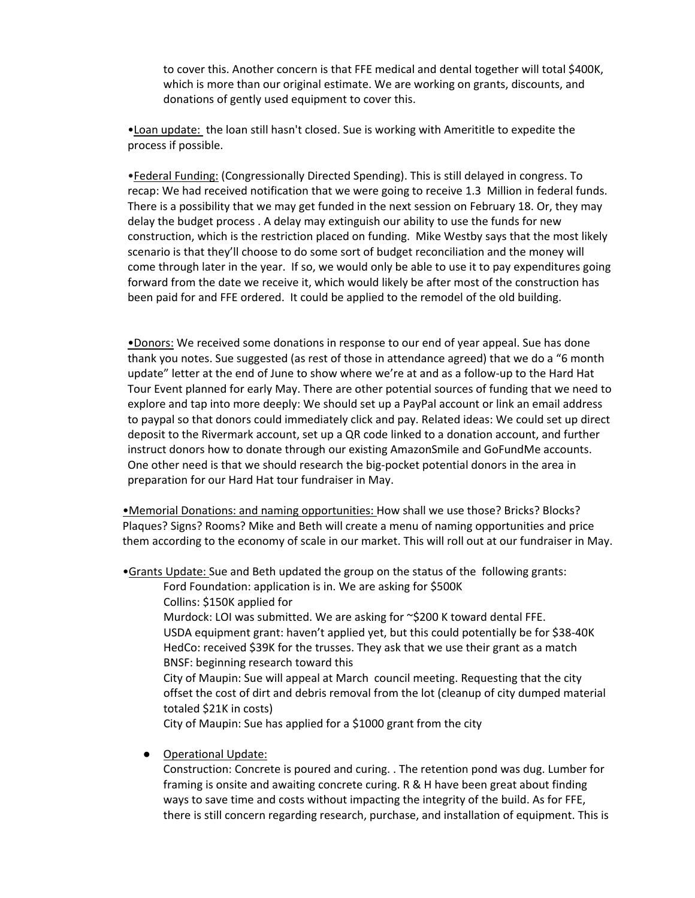to cover this. Another concern is that FFE medical and dental together will total $400K, which is more than our original estimate. We are working on grants, discounts, and donations of gently used equipment to cover this.

•Loan update: the loan still hasn't closed. Sue is working with Amerititle to expedite the process if possible.

•Federal Funding: (Congressionally Directed Spending). This is still delayed in congress. To recap: We had received notification that we were going to receive 1.3 Million in federal funds. There is a possibility that we may get funded in the next session on February 18. Or, they may delay the budget process . A delay may extinguish our ability to use the funds for new construction, which is the restriction placed on funding. Mike Westby says that the most likely scenario is that they'll choose to do some sort of budget reconciliation and the money will come through later in the year. If so, we would only be able to use it to pay expenditures going forward from the date we receive it, which would likely be after most of the construction has been paid for and FFE ordered. It could be applied to the remodel of the old building.

•Donors: We received some donations in response to our end of year appeal. Sue has done thank you notes. Sue suggested (as rest of those in attendance agreed) that we do a "6 month update" letter at the end of June to show where we're at and as a follow-up to the Hard Hat Tour Event planned for early May. There are other potential sources of funding that we need to explore and tap into more deeply: We should set up a PayPal account or link an email address to paypal so that donors could immediately click and pay. Related ideas: We could set up direct deposit to the Rivermark account, set up a QR code linked to a donation account, and further instruct donors how to donate through our existing AmazonSmile and GoFundMe accounts. One other need is that we should research the big-pocket potential donors in the area in preparation for our Hard Hat tour fundraiser in May.

•Memorial Donations: and naming opportunities: How shall we use those? Bricks? Blocks? Plaques? Signs? Rooms? Mike and Beth will create a menu of naming opportunities and price them according to the economy of scale in our market. This will roll out at our fundraiser in May.

•Grants Update: Sue and Beth updated the group on the status of the following grants:

Ford Foundation: application is in. We are asking for $500K
Collins: $150K applied for
Murdock: LOI was submitted. We are asking for ~$200 K toward dental FFE.
USDA equipment grant: haven't applied yet, but this could potentially be for $38-40K
HedCo: received $39K for the trusses. They ask that we use their grant as a match
BNSF: beginning research toward this
City of Maupin: Sue will appeal at March council meeting. Requesting that the city offset the cost of dirt and debris removal from the lot (cleanup of city dumped material totaled $21K in costs)
City of Maupin: Sue has applied for a $1000 grant from the city

- Operational Update:
  Construction: Concrete is poured and curing. . The retention pond was dug. Lumber for framing is onsite and awaiting concrete curing. R & H have been great about finding ways to save time and costs without impacting the integrity of the build. As for FFE, there is still concern regarding research, purchase, and installation of equipment. This is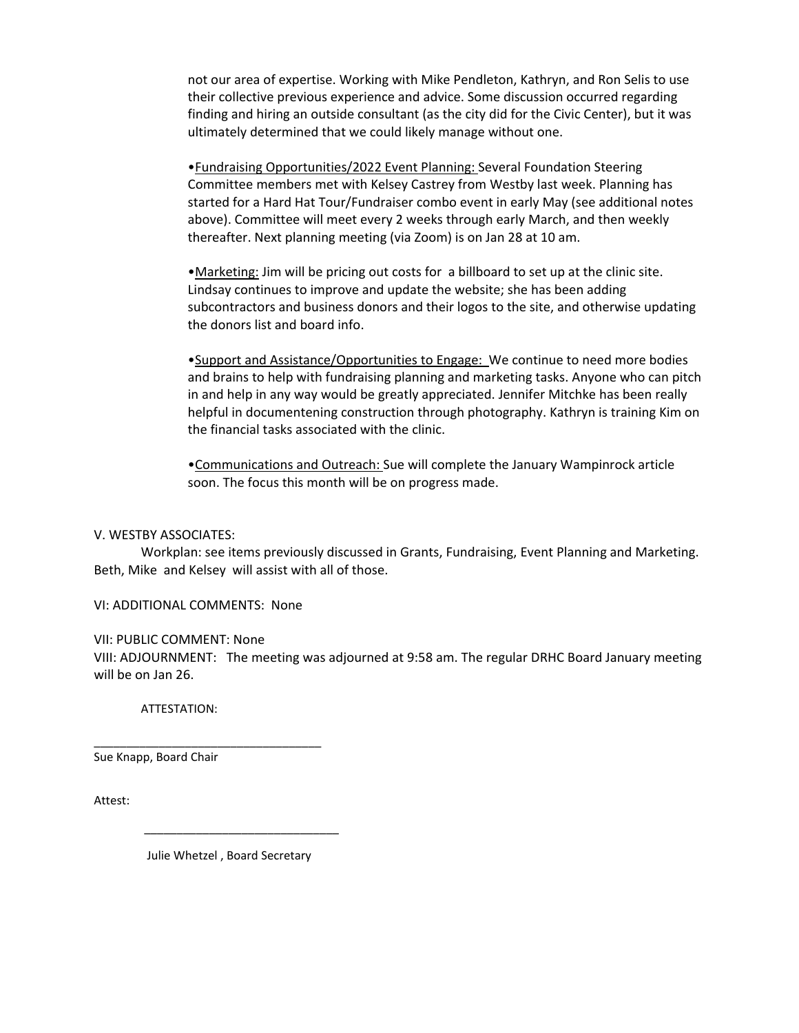not our area of expertise. Working with Mike Pendleton, Kathryn, and Ron Selis to use their collective previous experience and advice. Some discussion occurred regarding finding and hiring an outside consultant (as the city did for the Civic Center), but it was ultimately determined that we could likely manage without one.

•Fundraising Opportunities/2022 Event Planning: Several Foundation Steering Committee members met with Kelsey Castrey from Westby last week. Planning has started for a Hard Hat Tour/Fundraiser combo event in early May (see additional notes above). Committee will meet every 2 weeks through early March, and then weekly thereafter. Next planning meeting (via Zoom) is on Jan 28 at 10 am.

•Marketing: Jim will be pricing out costs for a billboard to set up at the clinic site. Lindsay continues to improve and update the website; she has been adding subcontractors and business donors and their logos to the site, and otherwise updating the donors list and board info.

•Support and Assistance/Opportunities to Engage: We continue to need more bodies and brains to help with fundraising planning and marketing tasks. Anyone who can pitch in and help in any way would be greatly appreciated. Jennifer Mitchke has been really helpful in documentening construction through photography. Kathryn is training Kim on the financial tasks associated with the clinic.

•Communications and Outreach: Sue will complete the January Wampinrock article soon. The focus this month will be on progress made.

V. WESTBY ASSOCIATES:

Workplan: see items previously discussed in Grants, Fundraising, Event Planning and Marketing. Beth, Mike and Kelsey will assist with all of those.

VI: ADDITIONAL COMMENTS: None

VII: PUBLIC COMMENT: None

VIII: ADJOURNMENT: The meeting was adjourned at 9:58 am. The regular DRHC Board January meeting will be on Jan 26.

ATTESTATION:

__________________________________

Sue Knapp, Board Chair

Attest:

______________________________

Julie Whetzel , Board Secretary